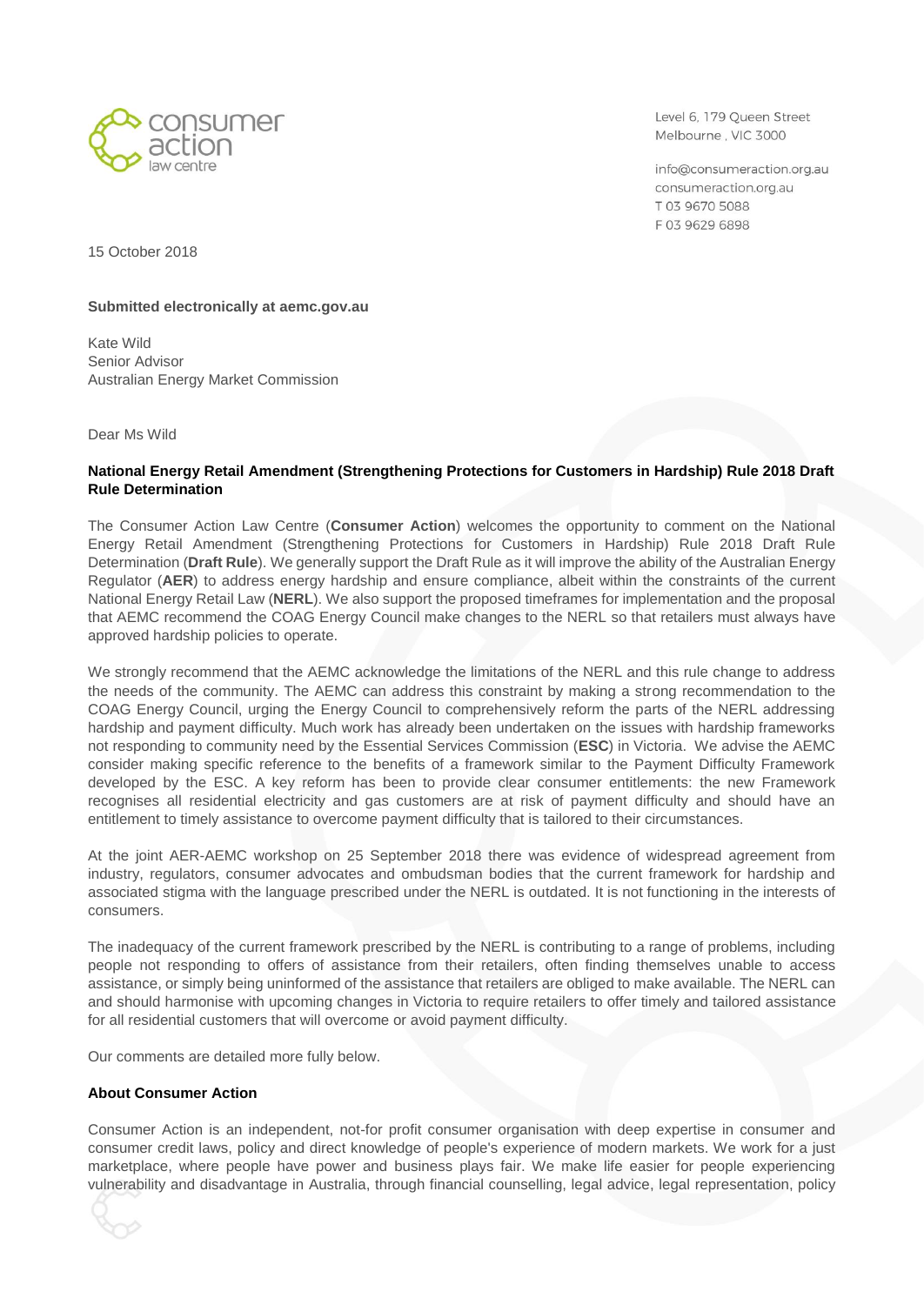Level 6, 179 Queen Street
Melbourne , VIC 3000

info@consumeraction.org.au
consumeraction.org.au
T 03 9670 5088
F 03 9629 6898

15 October 2018

**Submitted electronically at aemc.gov.au**

Kate Wild
Senior Advisor
Australian Energy Market Commission

Dear Ms Wild

**National Energy Retail Amendment (Strengthening Protections for Customers in Hardship) Rule 2018 Draft Rule Determination**

The Consumer Action Law Centre (**Consumer Action**) welcomes the opportunity to comment on the National Energy Retail Amendment (Strengthening Protections for Customers in Hardship) Rule 2018 Draft Rule Determination (**Draft Rule**). We generally support the Draft Rule as it will improve the ability of the Australian Energy Regulator (**AER**) to address energy hardship and ensure compliance, albeit within the constraints of the current National Energy Retail Law (**NERL**). We also support the proposed timeframes for implementation and the proposal that AEMC recommend the COAG Energy Council make changes to the NERL so that retailers must always have approved hardship policies to operate.

We strongly recommend that the AEMC acknowledge the limitations of the NERL and this rule change to address the needs of the community. The AEMC can address this constraint by making a strong recommendation to the COAG Energy Council, urging the Energy Council to comprehensively reform the parts of the NERL addressing hardship and payment difficulty. Much work has already been undertaken on the issues with hardship frameworks not responding to community need by the Essential Services Commission (**ESC**) in Victoria. We advise the AEMC consider making specific reference to the benefits of a framework similar to the Payment Difficulty Framework developed by the ESC. A key reform has been to provide clear consumer entitlements: the new Framework recognises all residential electricity and gas customers are at risk of payment difficulty and should have an entitlement to timely assistance to overcome payment difficulty that is tailored to their circumstances.

At the joint AER-AEMC workshop on 25 September 2018 there was evidence of widespread agreement from industry, regulators, consumer advocates and ombudsman bodies that the current framework for hardship and associated stigma with the language prescribed under the NERL is outdated. It is not functioning in the interests of consumers.

The inadequacy of the current framework prescribed by the NERL is contributing to a range of problems, including people not responding to offers of assistance from their retailers, often finding themselves unable to access assistance, or simply being uninformed of the assistance that retailers are obliged to make available. The NERL can and should harmonise with upcoming changes in Victoria to require retailers to offer timely and tailored assistance for all residential customers that will overcome or avoid payment difficulty.

Our comments are detailed more fully below.

**About Consumer Action**

Consumer Action is an independent, not-for profit consumer organisation with deep expertise in consumer and consumer credit laws, policy and direct knowledge of people's experience of modern markets. We work for a just marketplace, where people have power and business plays fair. We make life easier for people experiencing vulnerability and disadvantage in Australia, through financial counselling, legal advice, legal representation, policy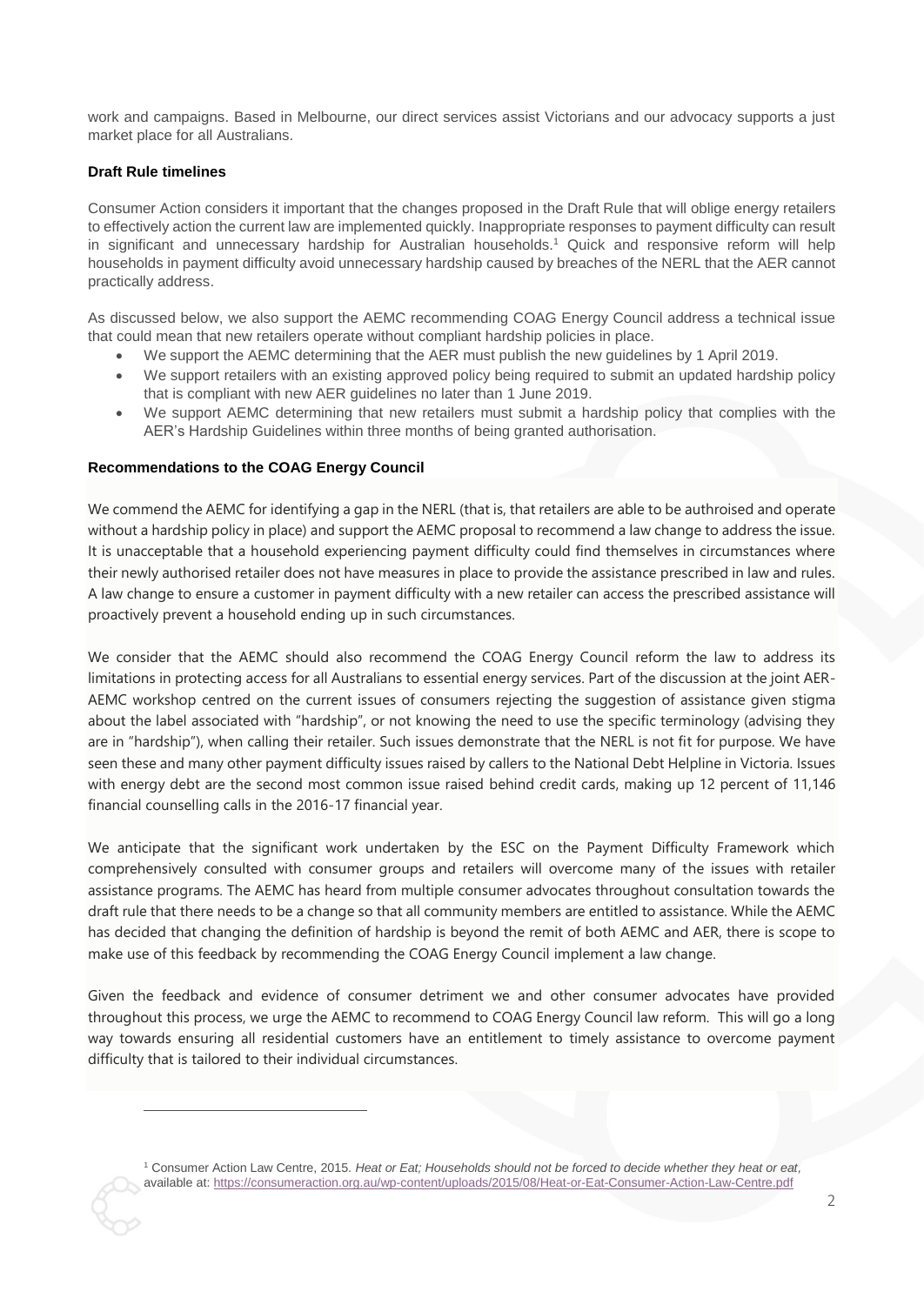work and campaigns. Based in Melbourne, our direct services assist Victorians and our advocacy supports a just market place for all Australians.

**Draft Rule timelines**

Consumer Action considers it important that the changes proposed in the Draft Rule that will oblige energy retailers to effectively action the current law are implemented quickly. Inappropriate responses to payment difficulty can result in significant and unnecessary hardship for Australian households.[1] Quick and responsive reform will help households in payment difficulty avoid unnecessary hardship caused by breaches of the NERL that the AER cannot practically address.

As discussed below, we also support the AEMC recommending COAG Energy Council address a technical issue that could mean that new retailers operate without compliant hardship policies in place.

- We support the AEMC determining that the AER must publish the new guidelines by 1 April 2019.
- We support retailers with an existing approved policy being required to submit an updated hardship policy that is compliant with new AER guidelines no later than 1 June 2019.
- We support AEMC determining that new retailers must submit a hardship policy that complies with the AER's Hardship Guidelines within three months of being granted authorisation.

**Recommendations to the COAG Energy Council**

We commend the AEMC for identifying a gap in the NERL (that is, that retailers are able to be authroised and operate without a hardship policy in place) and support the AEMC proposal to recommend a law change to address the issue. It is unacceptable that a household experiencing payment difficulty could find themselves in circumstances where their newly authorised retailer does not have measures in place to provide the assistance prescribed in law and rules. A law change to ensure a customer in payment difficulty with a new retailer can access the prescribed assistance will proactively prevent a household ending up in such circumstances.

We consider that the AEMC should also recommend the COAG Energy Council reform the law to address its limitations in protecting access for all Australians to essential energy services. Part of the discussion at the joint AER-AEMC workshop centred on the current issues of consumers rejecting the suggestion of assistance given stigma about the label associated with "hardship", or not knowing the need to use the specific terminology (advising they are in "hardship"), when calling their retailer. Such issues demonstrate that the NERL is not fit for purpose. We have seen these and many other payment difficulty issues raised by callers to the National Debt Helpline in Victoria. Issues with energy debt are the second most common issue raised behind credit cards, making up 12 percent of 11,146 financial counselling calls in the 2016-17 financial year.

We anticipate that the significant work undertaken by the ESC on the Payment Difficulty Framework which comprehensively consulted with consumer groups and retailers will overcome many of the issues with retailer assistance programs. The AEMC has heard from multiple consumer advocates throughout consultation towards the draft rule that there needs to be a change so that all community members are entitled to assistance. While the AEMC has decided that changing the definition of hardship is beyond the remit of both AEMC and AER, there is scope to make use of this feedback by recommending the COAG Energy Council implement a law change.

Given the feedback and evidence of consumer detriment we and other consumer advocates have provided throughout this process, we urge the AEMC to recommend to COAG Energy Council law reform. This will go a long way towards ensuring all residential customers have an entitlement to timely assistance to overcome payment difficulty that is tailored to their individual circumstances.

---

[1] Consumer Action Law Centre, 2015. *Heat or Eat; Households should not be forced to decide whether they heat or eat*, available at: https://consumeraction.org.au/wp-content/uploads/2015/08/Heat-or-Eat-Consumer-Action-Law-Centre.pdf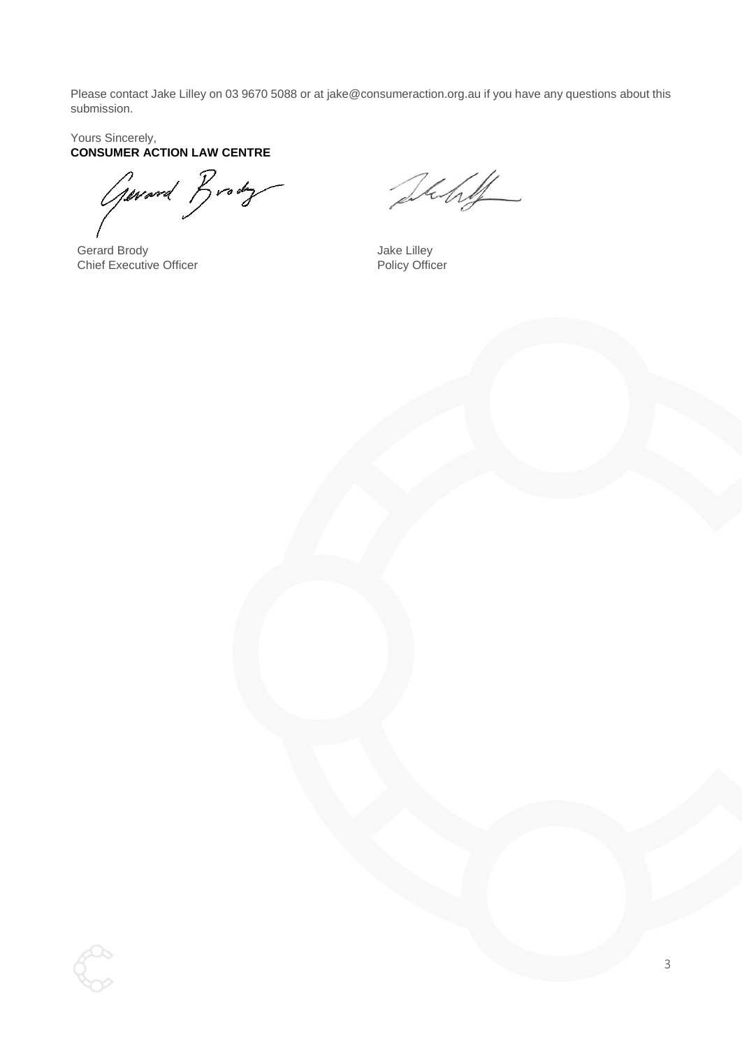Please contact Jake Lilley on 03 9670 5088 or at jake@consumeraction.org.au if you have any questions about this submission.

Yours Sincerely,
**CONSUMER ACTION LAW CENTRE**

Gerard Brody
Chief Executive Officer

Jake Lilley
Policy Officer